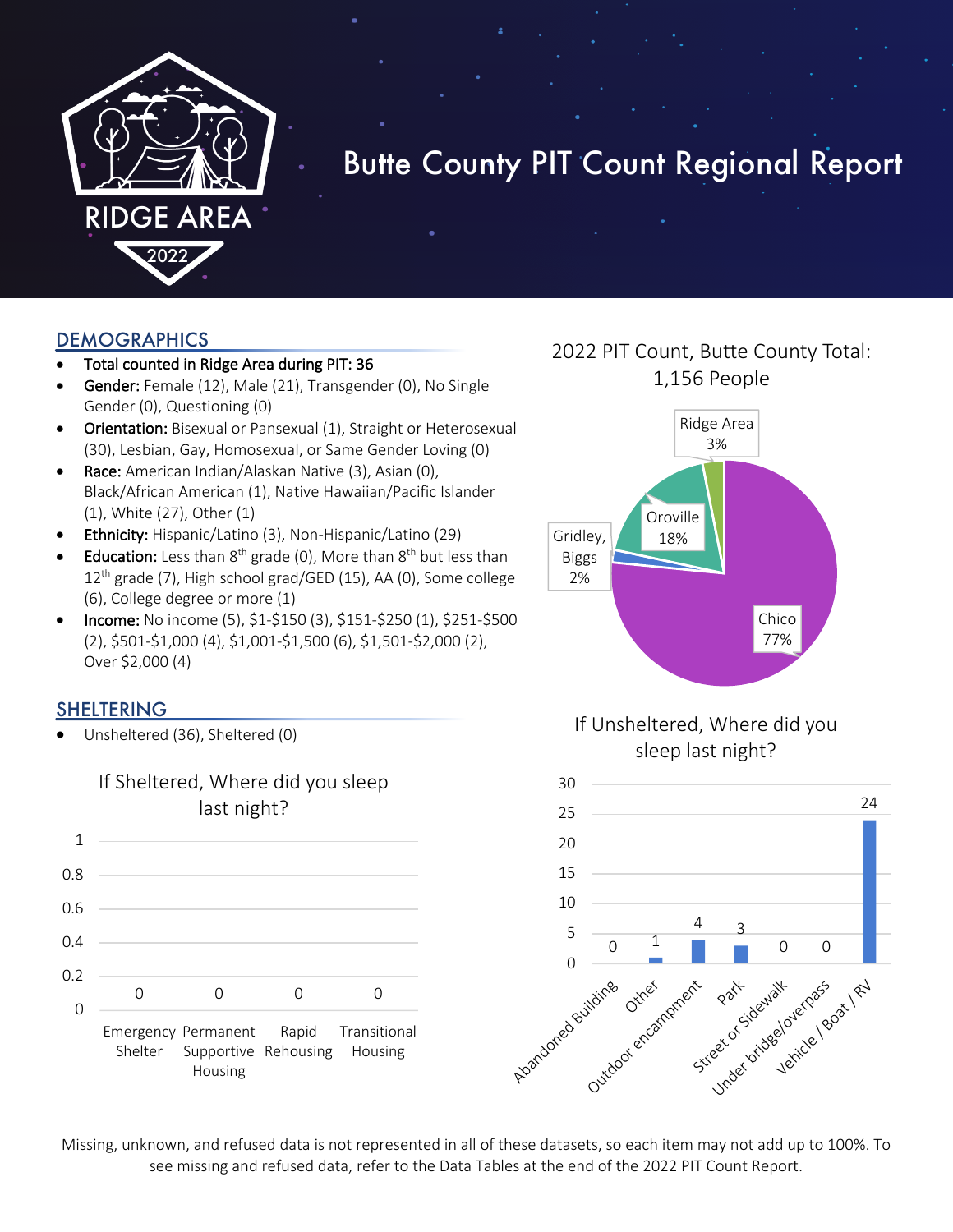# Butte County PIT Count Regional Report

RIDGE AREA 2022

## DEMOGRAPHICS

- **Total counted in Ridge Area during PIT: 36**
- **Gender:** Female (12), Male (21), Transgender (0), No Single Gender (0), Questioning (0)
- **Orientation:** Bisexual or Pansexual (1), Straight or Heterosexual (30), Lesbian, Gay, Homosexual, or Same Gender Loving (0)
- **Race:** American Indian/Alaskan Native (3), Asian (0), Black/African American (1), Native Hawaiian/Pacific Islander (1), White (27), Other (1)
- **Ethnicity:** Hispanic/Latino (3), Non-Hispanic/Latino (29)
- **Education:** Less than 8th grade (0), More than 8th but less than 12th grade (7), High school grad/GED (15), AA (0), Some college (6), College degree or more (1)
- **Income:** No income (5), $1-$150 (3), $151-$250 (1), $251-$500 (2), $501-$1,000 (4), $1,001-$1,500 (6), $1,501-$2,000 (2), Over $2,000 (4)

## SHELTERING

- Unsheltered (36), Sheltered (0)

### If Sheltered, Where did you sleep last night?

| Location | Count |
|---|---|
| Emergency Shelter | 0 |
| Permanent Supportive Housing | 0 |
| Rapid Rehousing | 0 |
| Transitional Housing | 0 |

### 2022 PIT Count, Butte County Total: 1,156 People

| Region | Percent |
|---|---|
| Chico | 77% |
| Oroville | 18% |
| Ridge Area | 3% |
| Gridley, Biggs | 2% |

### If Unsheltered, Where did you sleep last night?

| Location | Count |
|---|---|
| Abandoned Building | 0 |
| Other | 1 |
| Outdoor encampment | 4 |
| Park | 3 |
| Street or Sidewalk | 0 |
| Under bridge/overpass | 0 |
| Vehicle / Boat / RV | 24 |

Missing, unknown, and refused data is not represented in all of these datasets, so each item may not add up to 100%. To see missing and refused data, refer to the Data Tables at the end of the 2022 PIT Count Report.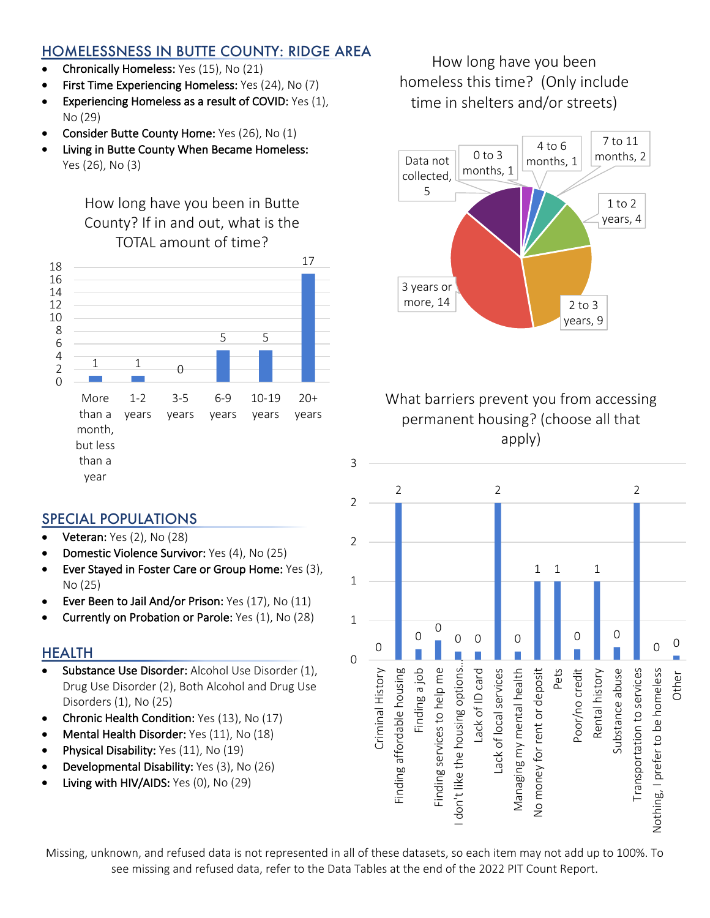## HOMELESSNESS IN BUTTE COUNTY: RIDGE AREA

- **Chronically Homeless:** Yes (15), No (21)
- **First Time Experiencing Homeless:** Yes (24), No (7)
- **Experiencing Homeless as a result of COVID:** Yes (1), No (29)
- **Consider Butte County Home:** Yes (26), No (1)
- **Living in Butte County When Became Homeless:** Yes (26), No (3)

How long have you been in Butte County? If in and out, what is the TOTAL amount of time?

18
16
14
12
10
8
6
4
2
0

More than a month, but less than a year: 1
1-2 years: 1
3-5 years: 0
6-9 years: 5
10-19 years: 5
20+ years: 17

How long have you been homeless this time? (Only include time in shelters and/or streets)

Data not collected, 5
0 to 3 months, 1
4 to 6 months, 1
7 to 11 months, 2
1 to 2 years, 4
2 to 3 years, 9
3 years or more, 14

## SPECIAL POPULATIONS

- **Veteran:** Yes (2), No (28)
- **Domestic Violence Survivor:** Yes (4), No (25)
- **Ever Stayed in Foster Care or Group Home:** Yes (3), No (25)
- **Ever Been to Jail And/or Prison:** Yes (17), No (11)
- **Currently on Probation or Parole:** Yes (1), No (28)

## HEALTH

- **Substance Use Disorder:** Alcohol Use Disorder (1), Drug Use Disorder (2), Both Alcohol and Drug Use Disorders (1), No (25)
- **Chronic Health Condition:** Yes (13), No (17)
- **Mental Health Disorder:** Yes (11), No (18)
- **Physical Disability:** Yes (11), No (19)
- **Developmental Disability:** Yes (3), No (26)
- **Living with HIV/AIDS:** Yes (0), No (29)

What barriers prevent you from accessing permanent housing? (choose all that apply)

3
2
2
1
1
0

Criminal History: 0
Finding affordable housing: 2
Finding a job: 0
Finding services to help me: 0
I don't like the housing options...: 0
Lack of ID card: 0
Lack of local services: 2
Managing my mental health: 0
No money for rent or deposit: 1
Pets: 1
Poor/no credit: 0
Rental history: 1
Substance abuse: 0
Transportation to services: 2
Nothing, I prefer to be homeless: 0
Other: 0

Missing, unknown, and refused data is not represented in all of these datasets, so each item may not add up to 100%. To see missing and refused data, refer to the Data Tables at the end of the 2022 PIT Count Report.